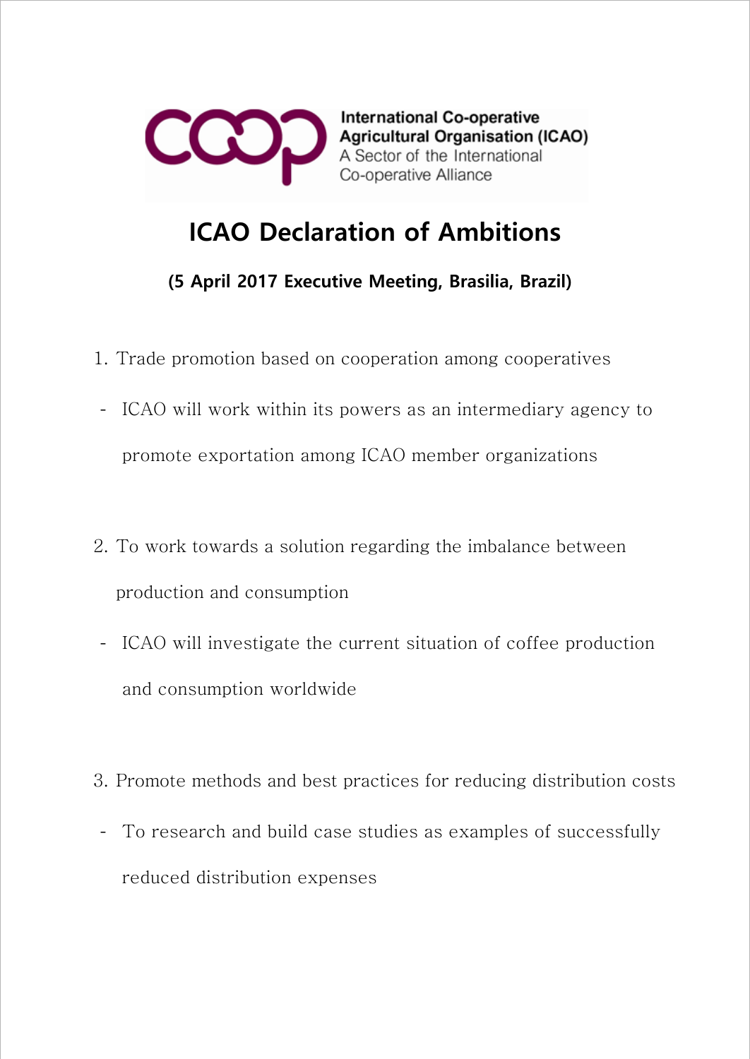International Co-operative Agricultural Organisation (ICAO)
A Sector of the International Co-operative Alliance

# ICAO Declaration of Ambitions

**(5 April 2017 Executive Meeting, Brasilia, Brazil)**

1. Trade promotion based on cooperation among cooperatives

   - ICAO will work within its powers as an intermediary agency to promote exportation among ICAO member organizations

2. To work towards a solution regarding the imbalance between production and consumption

   - ICAO will investigate the current situation of coffee production and consumption worldwide

3. Promote methods and best practices for reducing distribution costs

   - To research and build case studies as examples of successfully reduced distribution expenses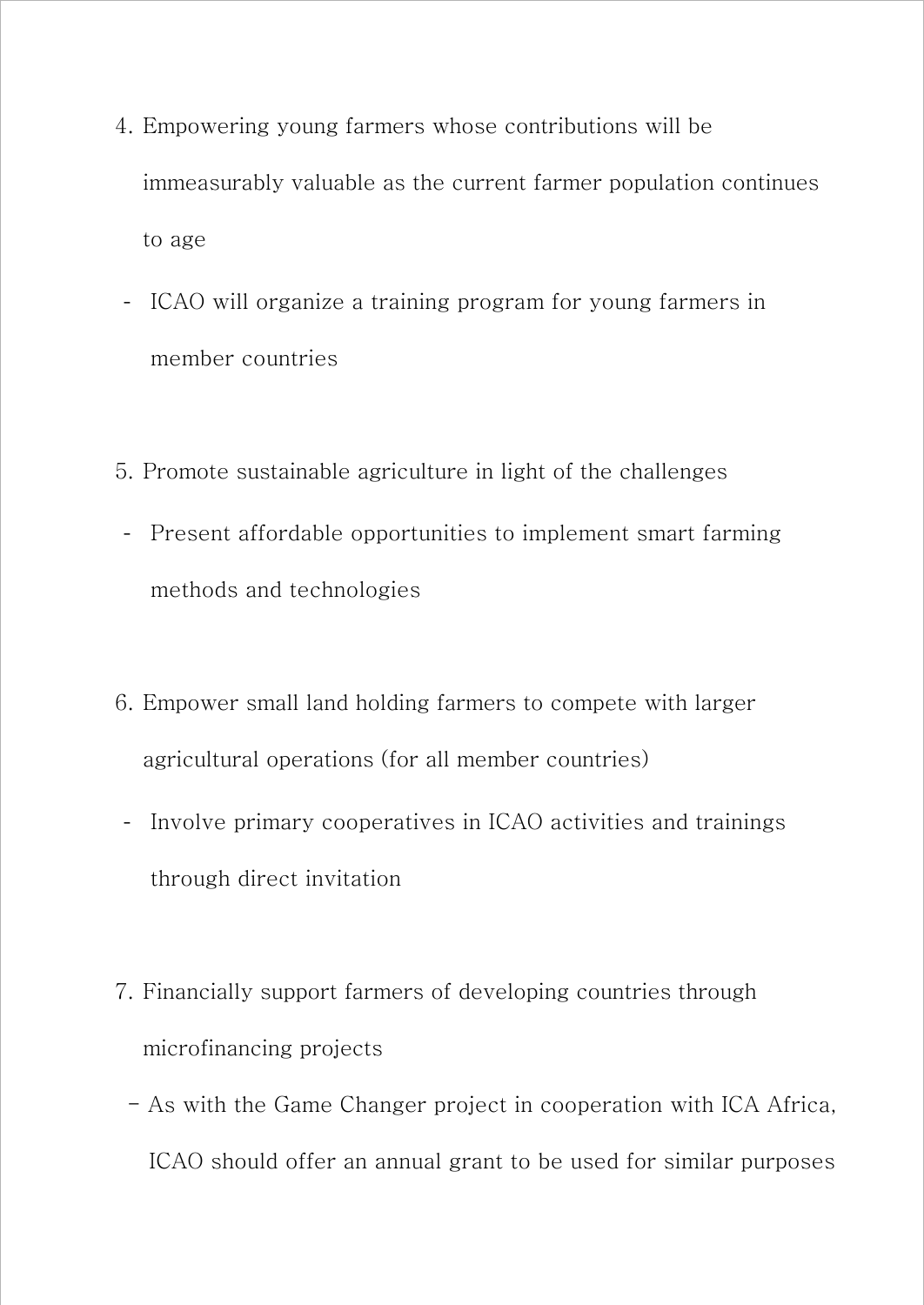4. Empowering young farmers whose contributions will be immeasurably valuable as the current farmer population continues to age
   - ICAO will organize a training program for young farmers in member countries

5. Promote sustainable agriculture in light of the challenges
   - Present affordable opportunities to implement smart farming methods and technologies

6. Empower small land holding farmers to compete with larger agricultural operations (for all member countries)
   - Involve primary cooperatives in ICAO activities and trainings through direct invitation

7. Financially support farmers of developing countries through microfinancing projects
   - As with the Game Changer project in cooperation with ICA Africa, ICAO should offer an annual grant to be used for similar purposes